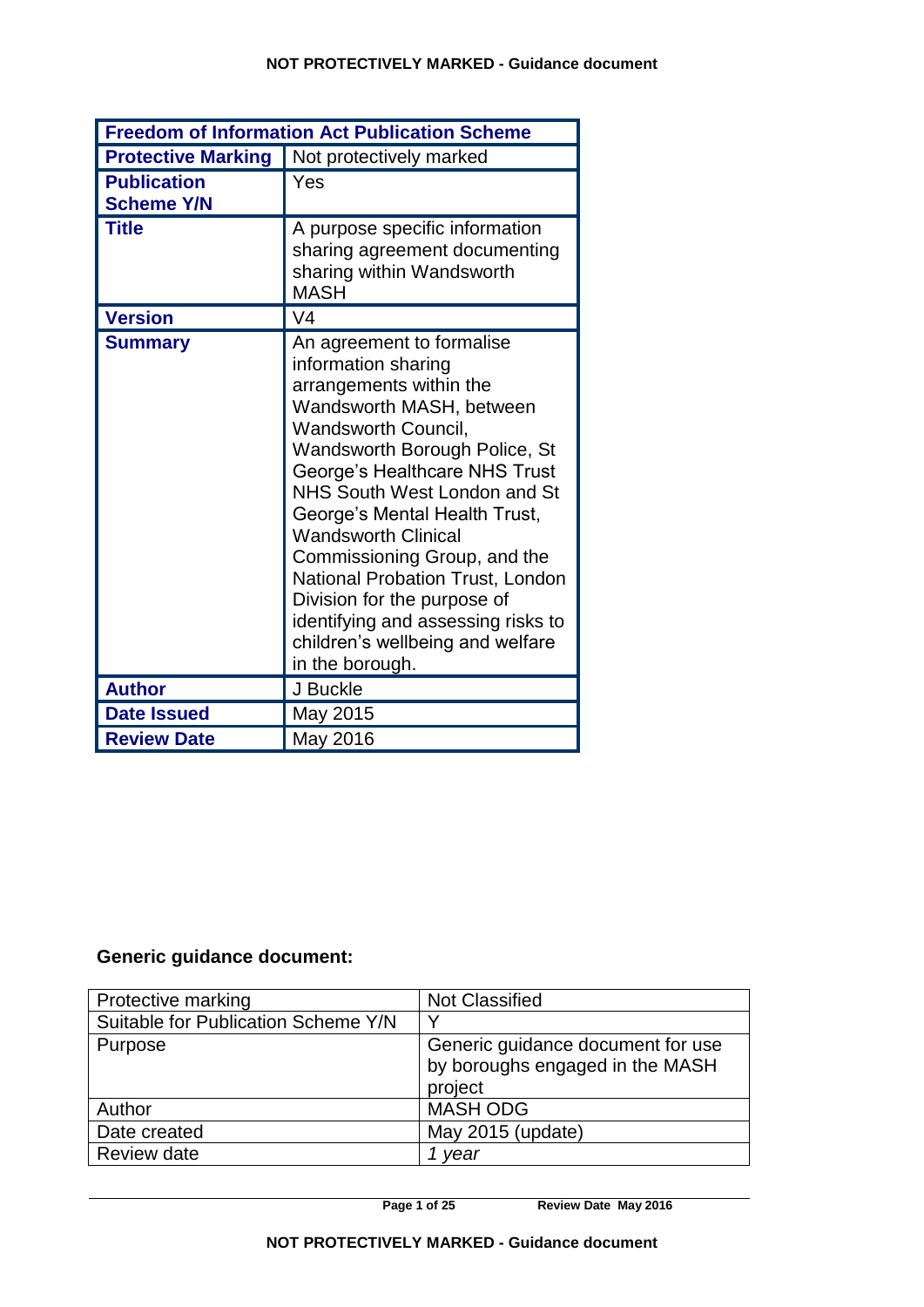| Freedom of Information Act Publication Scheme | |
|---|---|
| **Protective Marking** | Not protectively marked |
| **Publication Scheme Y/N** | Yes |
| **Title** | A purpose specific information sharing agreement documenting sharing within Wandsworth MASH |
| **Version** | V4 |
| **Summary** | An agreement to formalise information sharing arrangements within the Wandsworth MASH, between Wandsworth Council, Wandsworth Borough Police, St George's Healthcare NHS Trust NHS South West London and St George's Mental Health Trust, Wandsworth Clinical Commissioning Group, and the National Probation Trust, London Division for the purpose of identifying and assessing risks to children's wellbeing and welfare in the borough. |
| **Author** | J Buckle |
| **Date Issued** | May 2015 |
| **Review Date** | May 2016 |

**Generic guidance document:**

| Protective marking | Not Classified |
|---|---|
| Suitable for Publication Scheme Y/N | Y |
| Purpose | Generic guidance document for use by boroughs engaged in the MASH project |
| Author | MASH ODG |
| Date created | May 2015 (update) |
| Review date | *1 year* |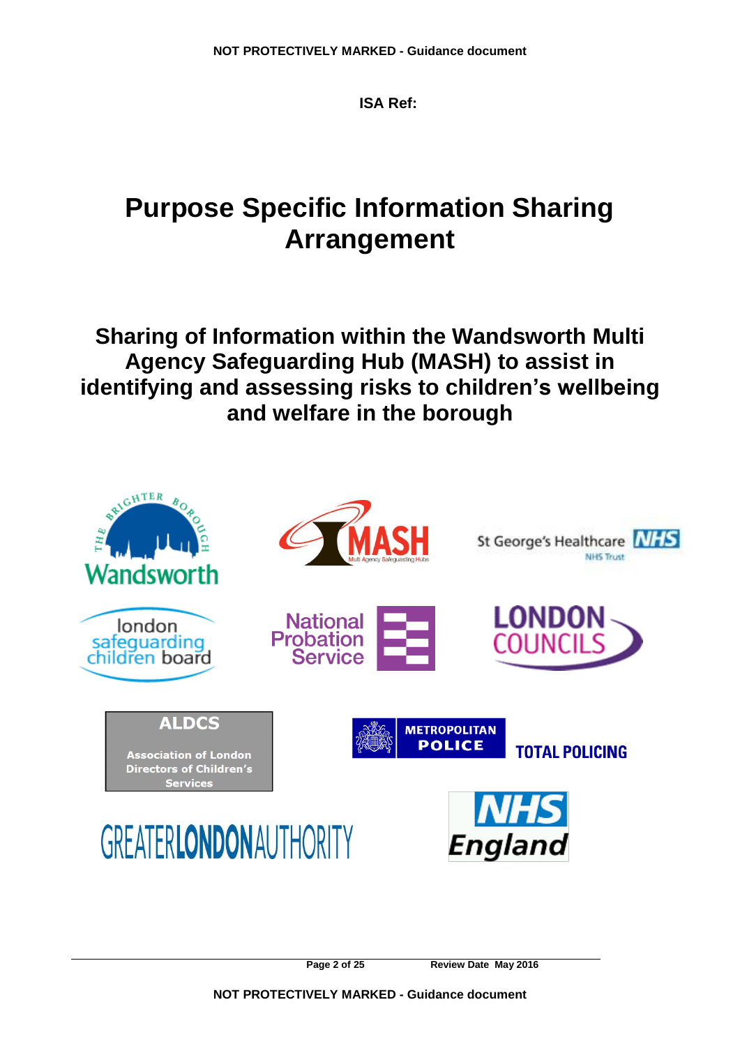**ISA Ref:**

# Purpose Specific Information Sharing Arrangement

## Sharing of Information within the Wandsworth Multi Agency Safeguarding Hub (MASH) to assist in identifying and assessing risks to children's wellbeing and welfare in the borough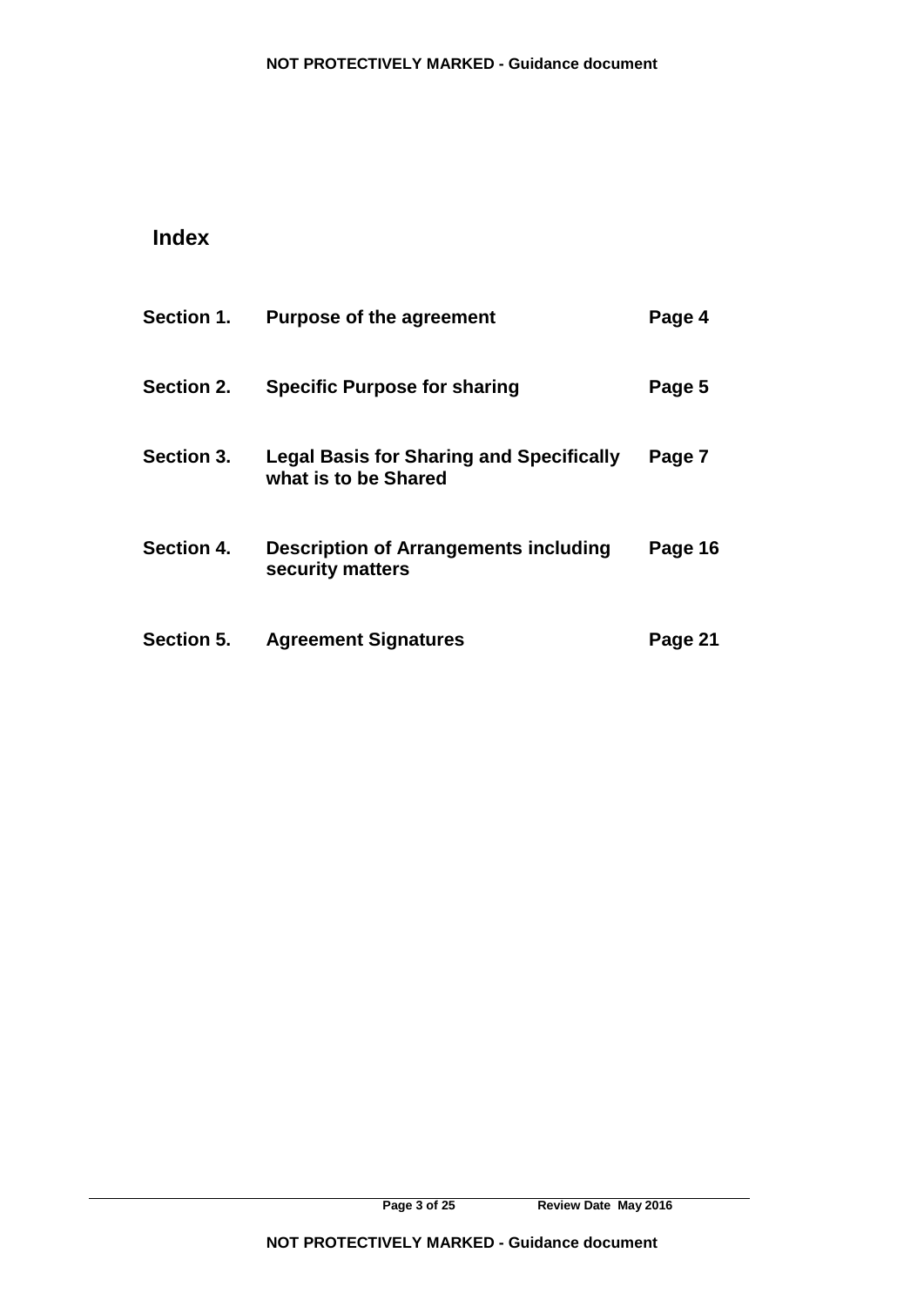# Index

| | | |
|---|---|---|
| **Section 1.** | **Purpose of the agreement** | **Page 4** |
| **Section 2.** | **Specific Purpose for sharing** | **Page 5** |
| **Section 3.** | **Legal Basis for Sharing and Specifically what is to be Shared** | **Page 7** |
| **Section 4.** | **Description of Arrangements including security matters** | **Page 16** |
| **Section 5.** | **Agreement Signatures** | **Page 21** |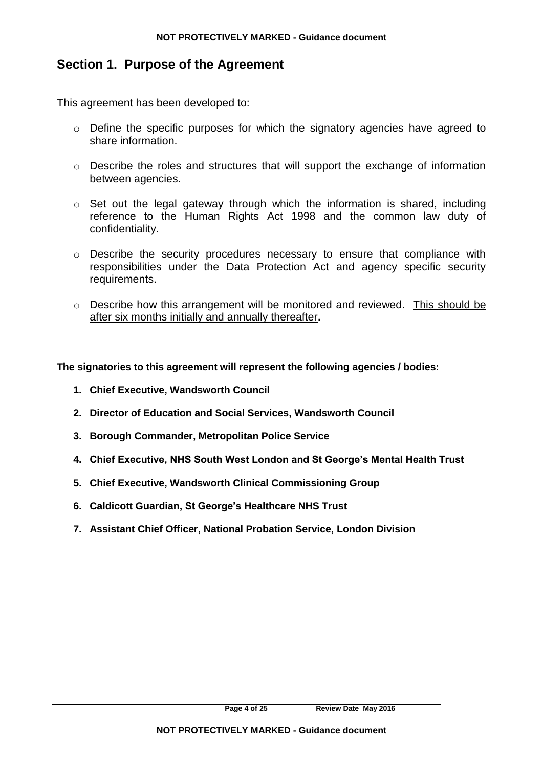## Section 1. Purpose of the Agreement

This agreement has been developed to:

- Define the specific purposes for which the signatory agencies have agreed to share information.
- Describe the roles and structures that will support the exchange of information between agencies.
- Set out the legal gateway through which the information is shared, including reference to the Human Rights Act 1998 and the common law duty of confidentiality.
- Describe the security procedures necessary to ensure that compliance with responsibilities under the Data Protection Act and agency specific security requirements.
- Describe how this arrangement will be monitored and reviewed. <u>This should be after six months initially and annually thereafter</u>**.**

**The signatories to this agreement will represent the following agencies / bodies:**

1. **Chief Executive, Wandsworth Council**
2. **Director of Education and Social Services, Wandsworth Council**
3. **Borough Commander, Metropolitan Police Service**
4. **Chief Executive, NHS South West London and St George's Mental Health Trust**
5. **Chief Executive, Wandsworth Clinical Commissioning Group**
6. **Caldicott Guardian, St George's Healthcare NHS Trust**
7. **Assistant Chief Officer, National Probation Service, London Division**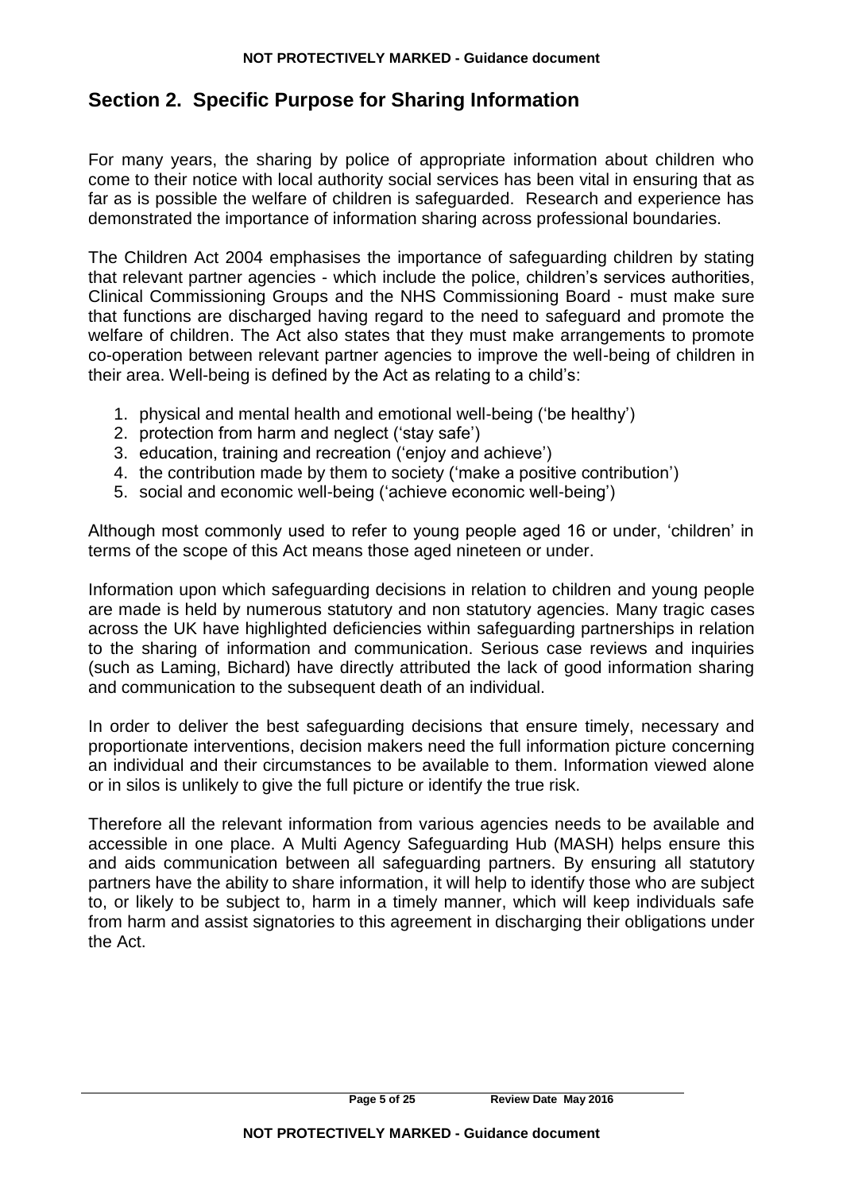## Section 2. Specific Purpose for Sharing Information

For many years, the sharing by police of appropriate information about children who come to their notice with local authority social services has been vital in ensuring that as far as is possible the welfare of children is safeguarded. Research and experience has demonstrated the importance of information sharing across professional boundaries.

The Children Act 2004 emphasises the importance of safeguarding children by stating that relevant partner agencies - which include the police, children's services authorities, Clinical Commissioning Groups and the NHS Commissioning Board - must make sure that functions are discharged having regard to the need to safeguard and promote the welfare of children. The Act also states that they must make arrangements to promote co-operation between relevant partner agencies to improve the well-being of children in their area. Well-being is defined by the Act as relating to a child's:

1. physical and mental health and emotional well-being ('be healthy')
2. protection from harm and neglect ('stay safe')
3. education, training and recreation ('enjoy and achieve')
4. the contribution made by them to society ('make a positive contribution')
5. social and economic well-being ('achieve economic well-being')

Although most commonly used to refer to young people aged 16 or under, 'children' in terms of the scope of this Act means those aged nineteen or under.

Information upon which safeguarding decisions in relation to children and young people are made is held by numerous statutory and non statutory agencies. Many tragic cases across the UK have highlighted deficiencies within safeguarding partnerships in relation to the sharing of information and communication. Serious case reviews and inquiries (such as Laming, Bichard) have directly attributed the lack of good information sharing and communication to the subsequent death of an individual.

In order to deliver the best safeguarding decisions that ensure timely, necessary and proportionate interventions, decision makers need the full information picture concerning an individual and their circumstances to be available to them. Information viewed alone or in silos is unlikely to give the full picture or identify the true risk.

Therefore all the relevant information from various agencies needs to be available and accessible in one place. A Multi Agency Safeguarding Hub (MASH) helps ensure this and aids communication between all safeguarding partners. By ensuring all statutory partners have the ability to share information, it will help to identify those who are subject to, or likely to be subject to, harm in a timely manner, which will keep individuals safe from harm and assist signatories to this agreement in discharging their obligations under the Act.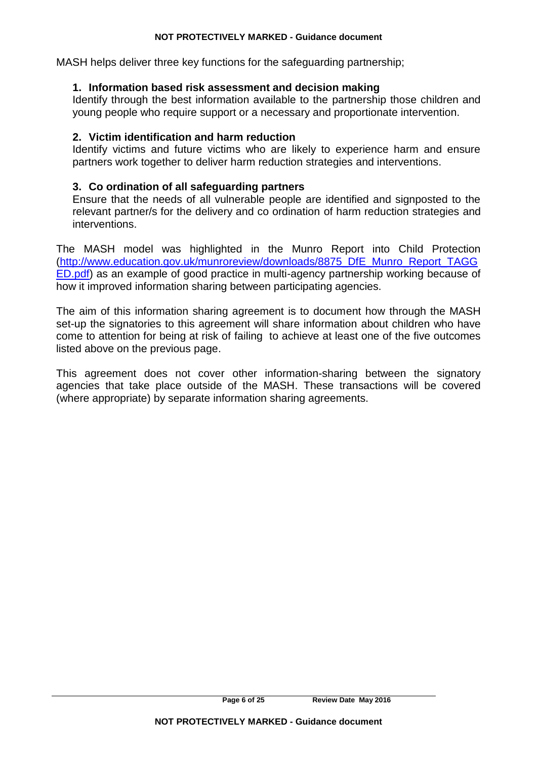MASH helps deliver three key functions for the safeguarding partnership;

1. **Information based risk assessment and decision making**
   Identify through the best information available to the partnership those children and young people who require support or a necessary and proportionate intervention.

2. **Victim identification and harm reduction**
   Identify victims and future victims who are likely to experience harm and ensure partners work together to deliver harm reduction strategies and interventions.

3. **Co ordination of all safeguarding partners**
   Ensure that the needs of all vulnerable people are identified and signposted to the relevant partner/s for the delivery and co ordination of harm reduction strategies and interventions.

The MASH model was highlighted in the Munro Report into Child Protection (http://www.education.gov.uk/munroreview/downloads/8875_DfE_Munro_Report_TAGGED.pdf) as an example of good practice in multi-agency partnership working because of how it improved information sharing between participating agencies.

The aim of this information sharing agreement is to document how through the MASH set-up the signatories to this agreement will share information about children who have come to attention for being at risk of failing to achieve at least one of the five outcomes listed above on the previous page.

This agreement does not cover other information-sharing between the signatory agencies that take place outside of the MASH. These transactions will be covered (where appropriate) by separate information sharing agreements.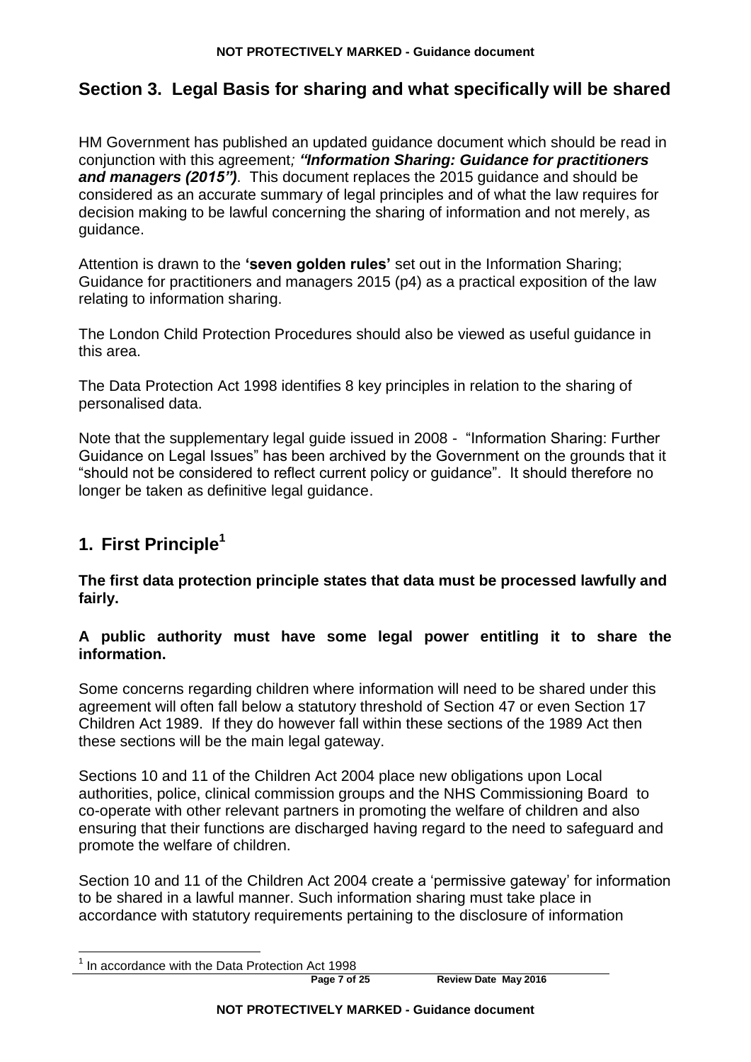## Section 3. Legal Basis for sharing and what specifically will be shared

HM Government has published an updated guidance document which should be read in conjunction with this agreement*; **"Information Sharing: Guidance for practitioners and managers (2015")***. This document replaces the 2015 guidance and should be considered as an accurate summary of legal principles and of what the law requires for decision making to be lawful concerning the sharing of information and not merely, as guidance.

Attention is drawn to the **'seven golden rules'** set out in the Information Sharing; Guidance for practitioners and managers 2015 (p4) as a practical exposition of the law relating to information sharing.

The London Child Protection Procedures should also be viewed as useful guidance in this area.

The Data Protection Act 1998 identifies 8 key principles in relation to the sharing of personalised data.

Note that the supplementary legal guide issued in 2008 - "Information Sharing: Further Guidance on Legal Issues" has been archived by the Government on the grounds that it "should not be considered to reflect current policy or guidance". It should therefore no longer be taken as definitive legal guidance.

## 1. First Principle[1]

**The first data protection principle states that data must be processed lawfully and fairly.**

**A public authority must have some legal power entitling it to share the information.**

Some concerns regarding children where information will need to be shared under this agreement will often fall below a statutory threshold of Section 47 or even Section 17 Children Act 1989. If they do however fall within these sections of the 1989 Act then these sections will be the main legal gateway.

Sections 10 and 11 of the Children Act 2004 place new obligations upon Local authorities, police, clinical commission groups and the NHS Commissioning Board to co-operate with other relevant partners in promoting the welfare of children and also ensuring that their functions are discharged having regard to the need to safeguard and promote the welfare of children.

Section 10 and 11 of the Children Act 2004 create a 'permissive gateway' for information to be shared in a lawful manner. Such information sharing must take place in accordance with statutory requirements pertaining to the disclosure of information

[1] In accordance with the Data Protection Act 1998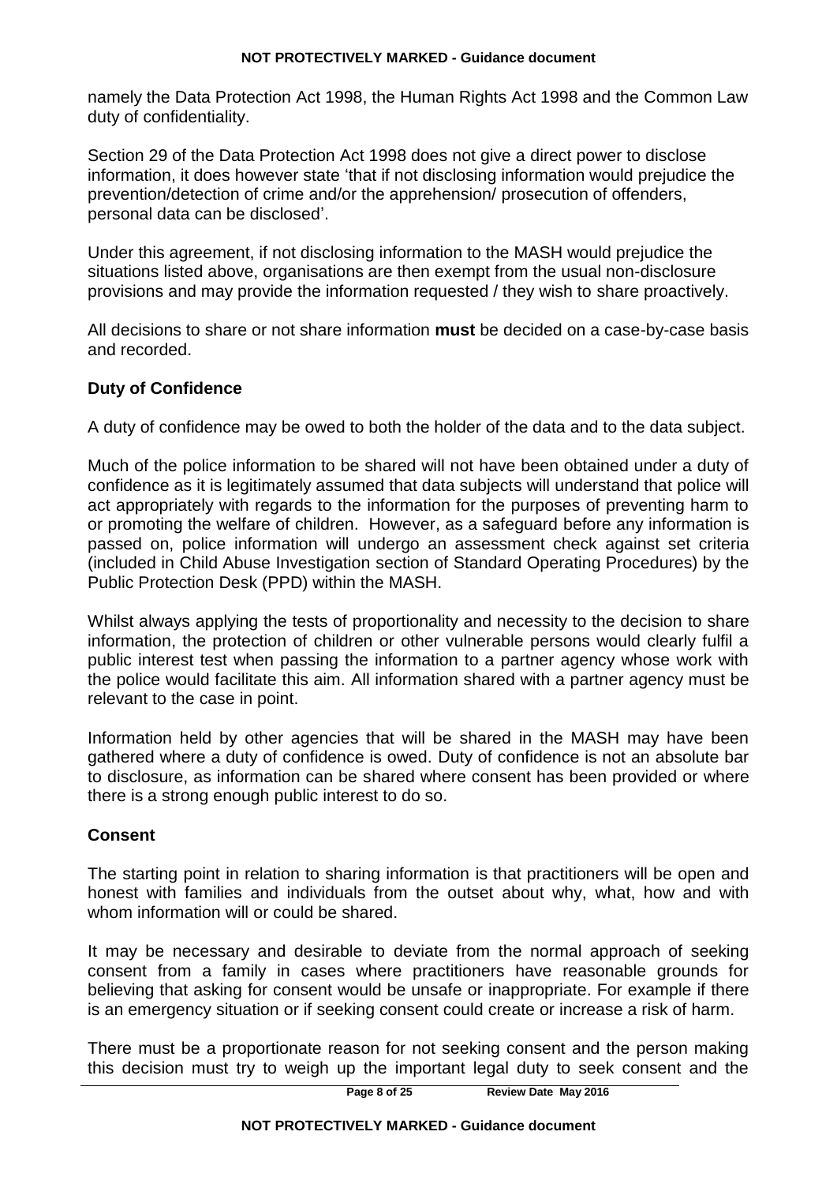namely the Data Protection Act 1998, the Human Rights Act 1998 and the Common Law duty of confidentiality.

Section 29 of the Data Protection Act 1998 does not give a direct power to disclose information, it does however state 'that if not disclosing information would prejudice the prevention/detection of crime and/or the apprehension/ prosecution of offenders, personal data can be disclosed'.

Under this agreement, if not disclosing information to the MASH would prejudice the situations listed above, organisations are then exempt from the usual non-disclosure provisions and may provide the information requested / they wish to share proactively.

All decisions to share or not share information **must** be decided on a case-by-case basis and recorded.

### Duty of Confidence

A duty of confidence may be owed to both the holder of the data and to the data subject.

Much of the police information to be shared will not have been obtained under a duty of confidence as it is legitimately assumed that data subjects will understand that police will act appropriately with regards to the information for the purposes of preventing harm to or promoting the welfare of children. However, as a safeguard before any information is passed on, police information will undergo an assessment check against set criteria (included in Child Abuse Investigation section of Standard Operating Procedures) by the Public Protection Desk (PPD) within the MASH.

Whilst always applying the tests of proportionality and necessity to the decision to share information, the protection of children or other vulnerable persons would clearly fulfil a public interest test when passing the information to a partner agency whose work with the police would facilitate this aim. All information shared with a partner agency must be relevant to the case in point.

Information held by other agencies that will be shared in the MASH may have been gathered where a duty of confidence is owed. Duty of confidence is not an absolute bar to disclosure, as information can be shared where consent has been provided or where there is a strong enough public interest to do so.

### Consent

The starting point in relation to sharing information is that practitioners will be open and honest with families and individuals from the outset about why, what, how and with whom information will or could be shared.

It may be necessary and desirable to deviate from the normal approach of seeking consent from a family in cases where practitioners have reasonable grounds for believing that asking for consent would be unsafe or inappropriate. For example if there is an emergency situation or if seeking consent could create or increase a risk of harm.

There must be a proportionate reason for not seeking consent and the person making this decision must try to weigh up the important legal duty to seek consent and the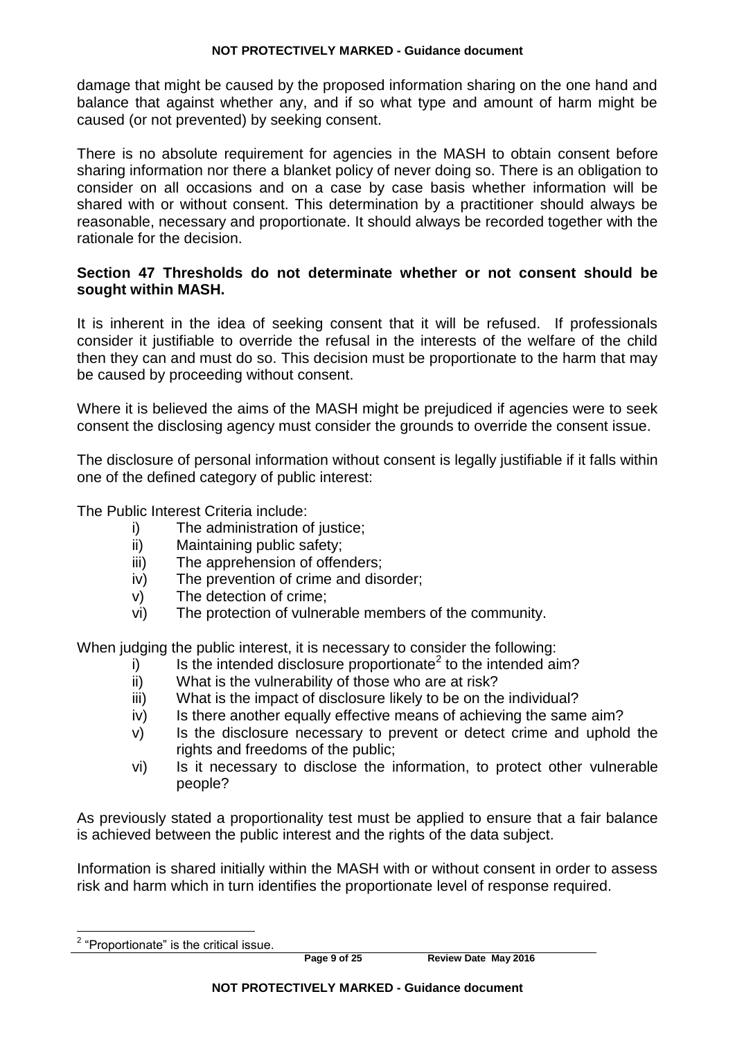damage that might be caused by the proposed information sharing on the one hand and balance that against whether any, and if so what type and amount of harm might be caused (or not prevented) by seeking consent.

There is no absolute requirement for agencies in the MASH to obtain consent before sharing information nor there a blanket policy of never doing so. There is an obligation to consider on all occasions and on a case by case basis whether information will be shared with or without consent. This determination by a practitioner should always be reasonable, necessary and proportionate. It should always be recorded together with the rationale for the decision.

**Section 47 Thresholds do not determinate whether or not consent should be sought within MASH.**

It is inherent in the idea of seeking consent that it will be refused. If professionals consider it justifiable to override the refusal in the interests of the welfare of the child then they can and must do so. This decision must be proportionate to the harm that may be caused by proceeding without consent.

Where it is believed the aims of the MASH might be prejudiced if agencies were to seek consent the disclosing agency must consider the grounds to override the consent issue.

The disclosure of personal information without consent is legally justifiable if it falls within one of the defined category of public interest:

The Public Interest Criteria include:

- i) The administration of justice;
- ii) Maintaining public safety;
- iii) The apprehension of offenders;
- iv) The prevention of crime and disorder;
- v) The detection of crime;
- vi) The protection of vulnerable members of the community.

When judging the public interest, it is necessary to consider the following:

- i) Is the intended disclosure proportionate[2] to the intended aim?
- ii) What is the vulnerability of those who are at risk?
- iii) What is the impact of disclosure likely to be on the individual?
- iv) Is there another equally effective means of achieving the same aim?
- v) Is the disclosure necessary to prevent or detect crime and uphold the rights and freedoms of the public;
- vi) Is it necessary to disclose the information, to protect other vulnerable people?

As previously stated a proportionality test must be applied to ensure that a fair balance is achieved between the public interest and the rights of the data subject.

Information is shared initially within the MASH with or without consent in order to assess risk and harm which in turn identifies the proportionate level of response required.

---

[2] "Proportionate" is the critical issue.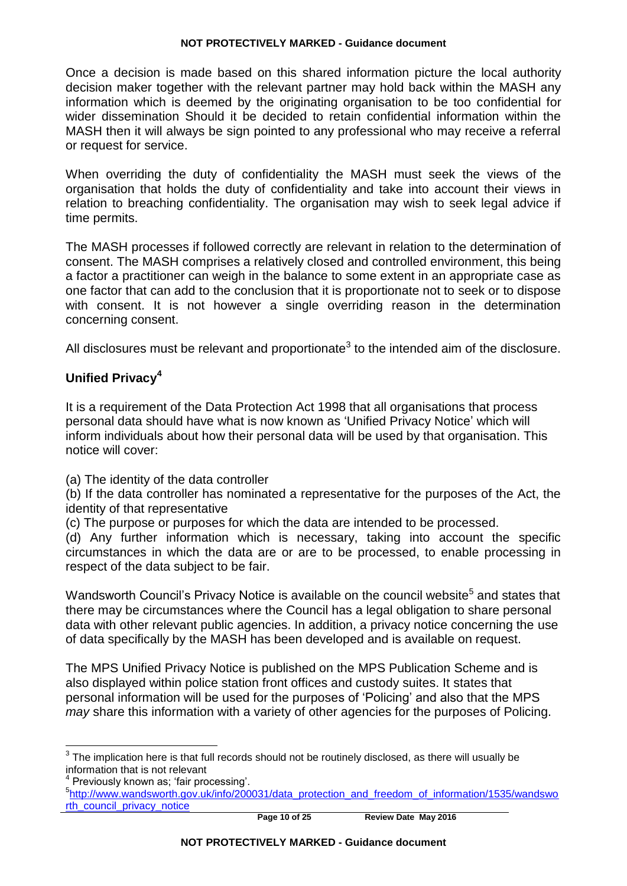Once a decision is made based on this shared information picture the local authority decision maker together with the relevant partner may hold back within the MASH any information which is deemed by the originating organisation to be too confidential for wider dissemination Should it be decided to retain confidential information within the MASH then it will always be sign pointed to any professional who may receive a referral or request for service.

When overriding the duty of confidentiality the MASH must seek the views of the organisation that holds the duty of confidentiality and take into account their views in relation to breaching confidentiality. The organisation may wish to seek legal advice if time permits.

The MASH processes if followed correctly are relevant in relation to the determination of consent. The MASH comprises a relatively closed and controlled environment, this being a factor a practitioner can weigh in the balance to some extent in an appropriate case as one factor that can add to the conclusion that it is proportionate not to seek or to dispose with consent. It is not however a single overriding reason in the determination concerning consent.

All disclosures must be relevant and proportionate[3] to the intended aim of the disclosure.

## Unified Privacy[4]

It is a requirement of the Data Protection Act 1998 that all organisations that process personal data should have what is now known as 'Unified Privacy Notice' which will inform individuals about how their personal data will be used by that organisation. This notice will cover:

(a) The identity of the data controller
(b) If the data controller has nominated a representative for the purposes of the Act, the identity of that representative
(c) The purpose or purposes for which the data are intended to be processed.
(d) Any further information which is necessary, taking into account the specific circumstances in which the data are or are to be processed, to enable processing in respect of the data subject to be fair.

Wandsworth Council's Privacy Notice is available on the council website[5] and states that there may be circumstances where the Council has a legal obligation to share personal data with other relevant public agencies. In addition, a privacy notice concerning the use of data specifically by the MASH has been developed and is available on request.

The MPS Unified Privacy Notice is published on the MPS Publication Scheme and is also displayed within police station front offices and custody suites. It states that personal information will be used for the purposes of 'Policing' and also that the MPS *may* share this information with a variety of other agencies for the purposes of Policing.

---

[3] The implication here is that full records should not be routinely disclosed, as there will usually be information that is not relevant

[4] Previously known as; 'fair processing'.

[5] http://www.wandsworth.gov.uk/info/200031/data_protection_and_freedom_of_information/1535/wandsworth_council_privacy_notice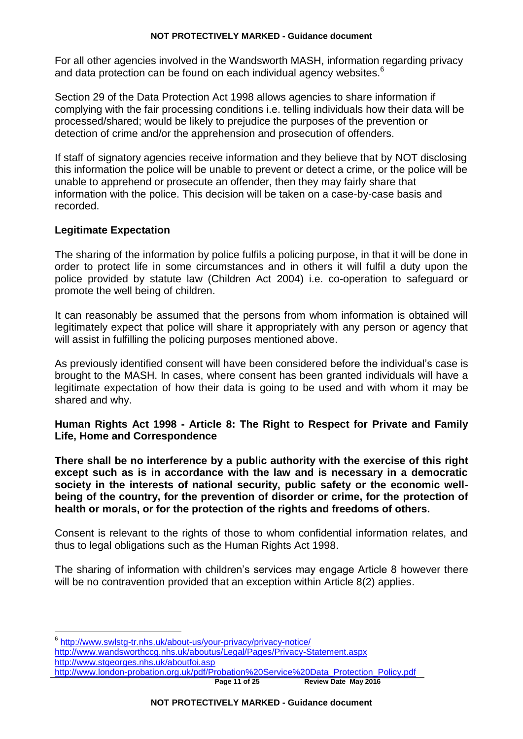For all other agencies involved in the Wandsworth MASH, information regarding privacy and data protection can be found on each individual agency websites.[6]

Section 29 of the Data Protection Act 1998 allows agencies to share information if complying with the fair processing conditions i.e. telling individuals how their data will be processed/shared; would be likely to prejudice the purposes of the prevention or detection of crime and/or the apprehension and prosecution of offenders.

If staff of signatory agencies receive information and they believe that by NOT disclosing this information the police will be unable to prevent or detect a crime, or the police will be unable to apprehend or prosecute an offender, then they may fairly share that information with the police. This decision will be taken on a case-by-case basis and recorded.

**Legitimate Expectation**

The sharing of the information by police fulfils a policing purpose, in that it will be done in order to protect life in some circumstances and in others it will fulfil a duty upon the police provided by statute law (Children Act 2004) i.e. co-operation to safeguard or promote the well being of children.

It can reasonably be assumed that the persons from whom information is obtained will legitimately expect that police will share it appropriately with any person or agency that will assist in fulfilling the policing purposes mentioned above.

As previously identified consent will have been considered before the individual's case is brought to the MASH. In cases, where consent has been granted individuals will have a legitimate expectation of how their data is going to be used and with whom it may be shared and why.

**Human Rights Act 1998 - Article 8: The Right to Respect for Private and Family Life, Home and Correspondence**

**There shall be no interference by a public authority with the exercise of this right except such as is in accordance with the law and is necessary in a democratic society in the interests of national security, public safety or the economic well-being of the country, for the prevention of disorder or crime, for the protection of health or morals, or for the protection of the rights and freedoms of others.**

Consent is relevant to the rights of those to whom confidential information relates, and thus to legal obligations such as the Human Rights Act 1998.

The sharing of information with children's services may engage Article 8 however there will be no contravention provided that an exception within Article 8(2) applies.

---

[6] http://www.swlstg-tr.nhs.uk/about-us/your-privacy/privacy-notice/
http://www.wandsworthccg.nhs.uk/aboutus/Legal/Pages/Privacy-Statement.aspx
http://www.stgeorges.nhs.uk/aboutfoi.asp
http://www.london-probation.org.uk/pdf/Probation%20Service%20Data_Protection_Policy.pdf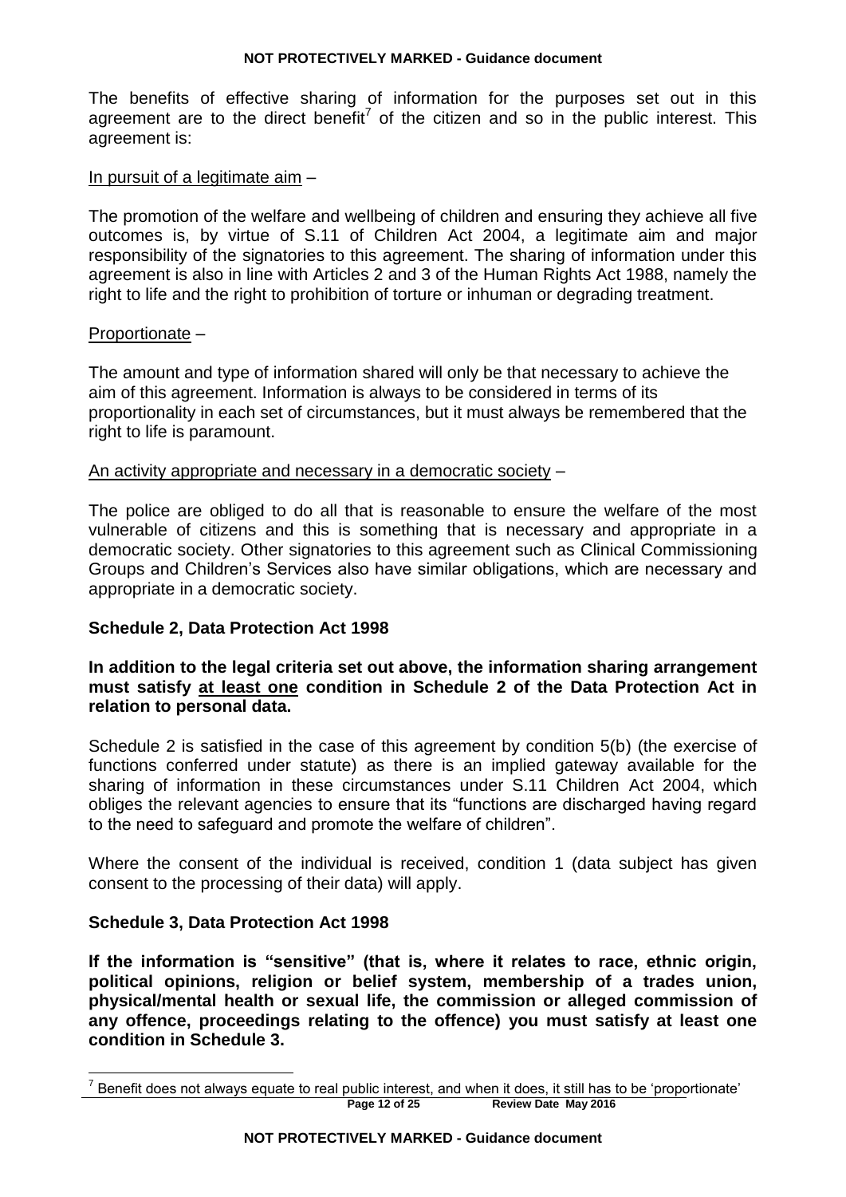The benefits of effective sharing of information for the purposes set out in this agreement are to the direct benefit[7] of the citizen and so in the public interest. This agreement is:

<u>In pursuit of a legitimate aim</u> –

The promotion of the welfare and wellbeing of children and ensuring they achieve all five outcomes is, by virtue of S.11 of Children Act 2004, a legitimate aim and major responsibility of the signatories to this agreement. The sharing of information under this agreement is also in line with Articles 2 and 3 of the Human Rights Act 1988, namely the right to life and the right to prohibition of torture or inhuman or degrading treatment.

<u>Proportionate</u> –

The amount and type of information shared will only be that necessary to achieve the aim of this agreement. Information is always to be considered in terms of its proportionality in each set of circumstances, but it must always be remembered that the right to life is paramount.

<u>An activity appropriate and necessary in a democratic society</u> –

The police are obliged to do all that is reasonable to ensure the welfare of the most vulnerable of citizens and this is something that is necessary and appropriate in a democratic society. Other signatories to this agreement such as Clinical Commissioning Groups and Children's Services also have similar obligations, which are necessary and appropriate in a democratic society.

### Schedule 2, Data Protection Act 1998

**In addition to the legal criteria set out above, the information sharing arrangement must satisfy <u>at least one</u> condition in Schedule 2 of the Data Protection Act in relation to personal data.**

Schedule 2 is satisfied in the case of this agreement by condition 5(b) (the exercise of functions conferred under statute) as there is an implied gateway available for the sharing of information in these circumstances under S.11 Children Act 2004, which obliges the relevant agencies to ensure that its "functions are discharged having regard to the need to safeguard and promote the welfare of children".

Where the consent of the individual is received, condition 1 (data subject has given consent to the processing of their data) will apply.

### Schedule 3, Data Protection Act 1998

**If the information is "sensitive" (that is, where it relates to race, ethnic origin, political opinions, religion or belief system, membership of a trades union, physical/mental health or sexual life, the commission or alleged commission of any offence, proceedings relating to the offence) you must satisfy at least one condition in Schedule 3.**

---

[7] Benefit does not always equate to real public interest, and when it does, it still has to be 'proportionate'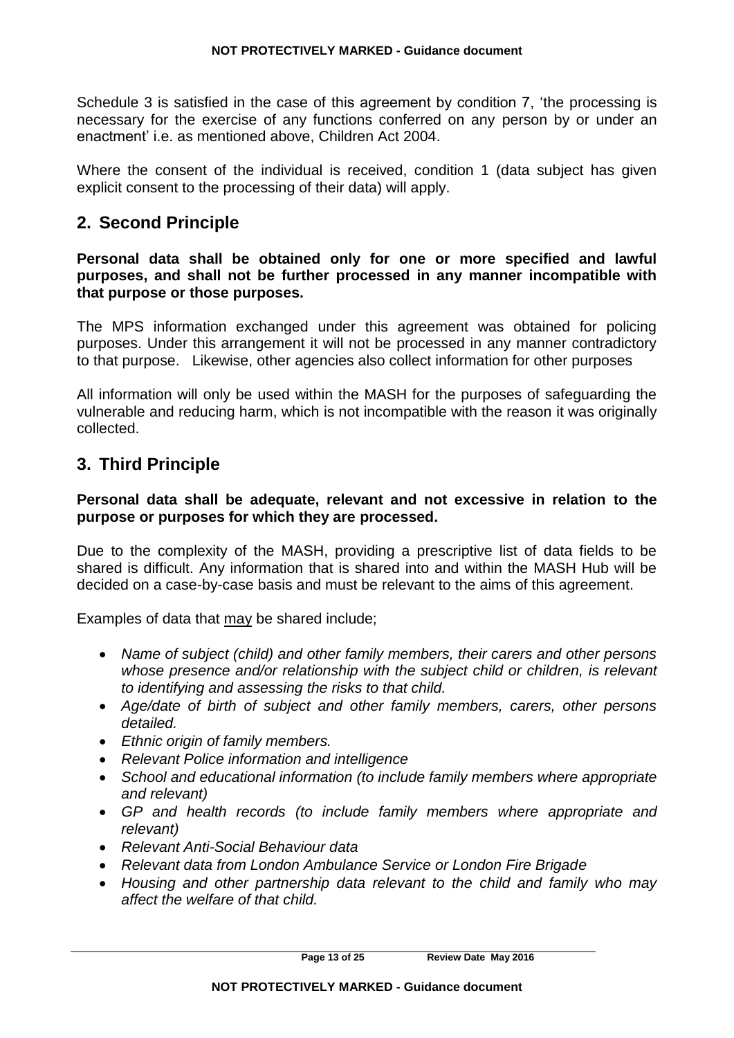Schedule 3 is satisfied in the case of this agreement by condition 7, 'the processing is necessary for the exercise of any functions conferred on any person by or under an enactment' i.e. as mentioned above, Children Act 2004.

Where the consent of the individual is received, condition 1 (data subject has given explicit consent to the processing of their data) will apply.

## 2. Second Principle

**Personal data shall be obtained only for one or more specified and lawful purposes, and shall not be further processed in any manner incompatible with that purpose or those purposes.**

The MPS information exchanged under this agreement was obtained for policing purposes. Under this arrangement it will not be processed in any manner contradictory to that purpose. Likewise, other agencies also collect information for other purposes

All information will only be used within the MASH for the purposes of safeguarding the vulnerable and reducing harm, which is not incompatible with the reason it was originally collected.

## 3. Third Principle

**Personal data shall be adequate, relevant and not excessive in relation to the purpose or purposes for which they are processed.**

Due to the complexity of the MASH, providing a prescriptive list of data fields to be shared is difficult. Any information that is shared into and within the MASH Hub will be decided on a case-by-case basis and must be relevant to the aims of this agreement.

Examples of data that <u>may</u> be shared include;

- *Name of subject (child) and other family members, their carers and other persons whose presence and/or relationship with the subject child or children, is relevant to identifying and assessing the risks to that child.*
- *Age/date of birth of subject and other family members, carers, other persons detailed.*
- *Ethnic origin of family members.*
- *Relevant Police information and intelligence*
- *School and educational information (to include family members where appropriate and relevant)*
- *GP and health records (to include family members where appropriate and relevant)*
- *Relevant Anti-Social Behaviour data*
- *Relevant data from London Ambulance Service or London Fire Brigade*
- *Housing and other partnership data relevant to the child and family who may affect the welfare of that child.*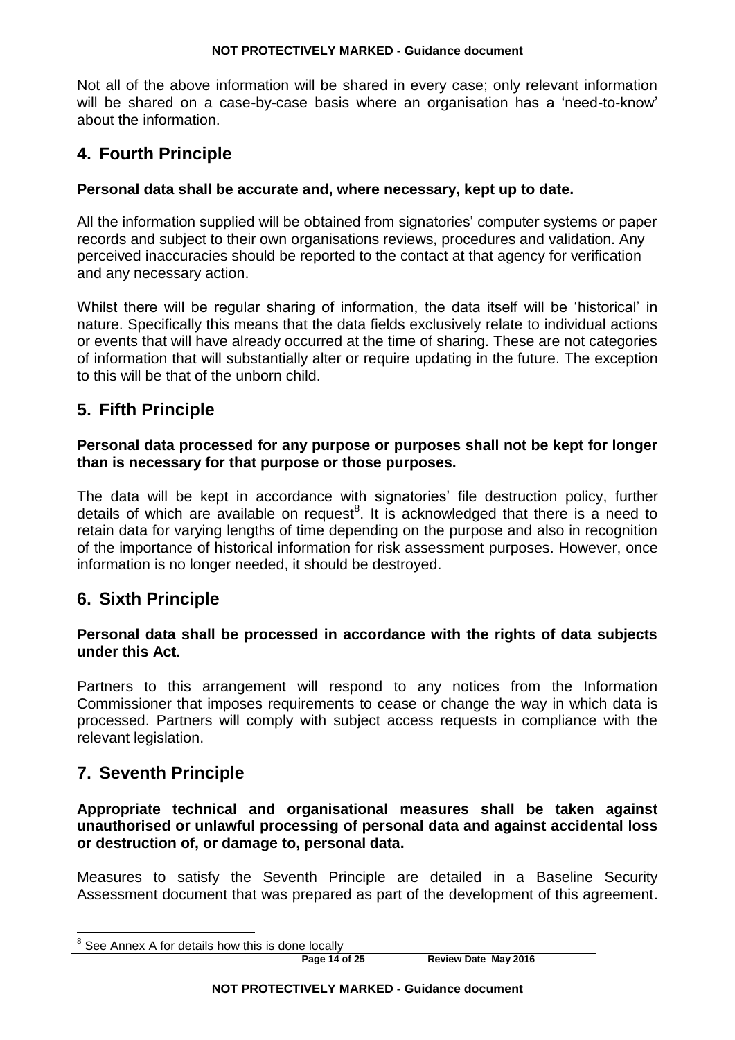Not all of the above information will be shared in every case; only relevant information will be shared on a case-by-case basis where an organisation has a 'need-to-know' about the information.

## 4. Fourth Principle

**Personal data shall be accurate and, where necessary, kept up to date.**

All the information supplied will be obtained from signatories' computer systems or paper records and subject to their own organisations reviews, procedures and validation. Any perceived inaccuracies should be reported to the contact at that agency for verification and any necessary action.

Whilst there will be regular sharing of information, the data itself will be 'historical' in nature. Specifically this means that the data fields exclusively relate to individual actions or events that will have already occurred at the time of sharing. These are not categories of information that will substantially alter or require updating in the future. The exception to this will be that of the unborn child.

## 5. Fifth Principle

**Personal data processed for any purpose or purposes shall not be kept for longer than is necessary for that purpose or those purposes.**

The data will be kept in accordance with signatories' file destruction policy, further details of which are available on request[8]. It is acknowledged that there is a need to retain data for varying lengths of time depending on the purpose and also in recognition of the importance of historical information for risk assessment purposes. However, once information is no longer needed, it should be destroyed.

## 6. Sixth Principle

**Personal data shall be processed in accordance with the rights of data subjects under this Act.**

Partners to this arrangement will respond to any notices from the Information Commissioner that imposes requirements to cease or change the way in which data is processed. Partners will comply with subject access requests in compliance with the relevant legislation.

## 7. Seventh Principle

**Appropriate technical and organisational measures shall be taken against unauthorised or unlawful processing of personal data and against accidental loss or destruction of, or damage to, personal data.**

Measures to satisfy the Seventh Principle are detailed in a Baseline Security Assessment document that was prepared as part of the development of this agreement.

[8] See Annex A for details how this is done locally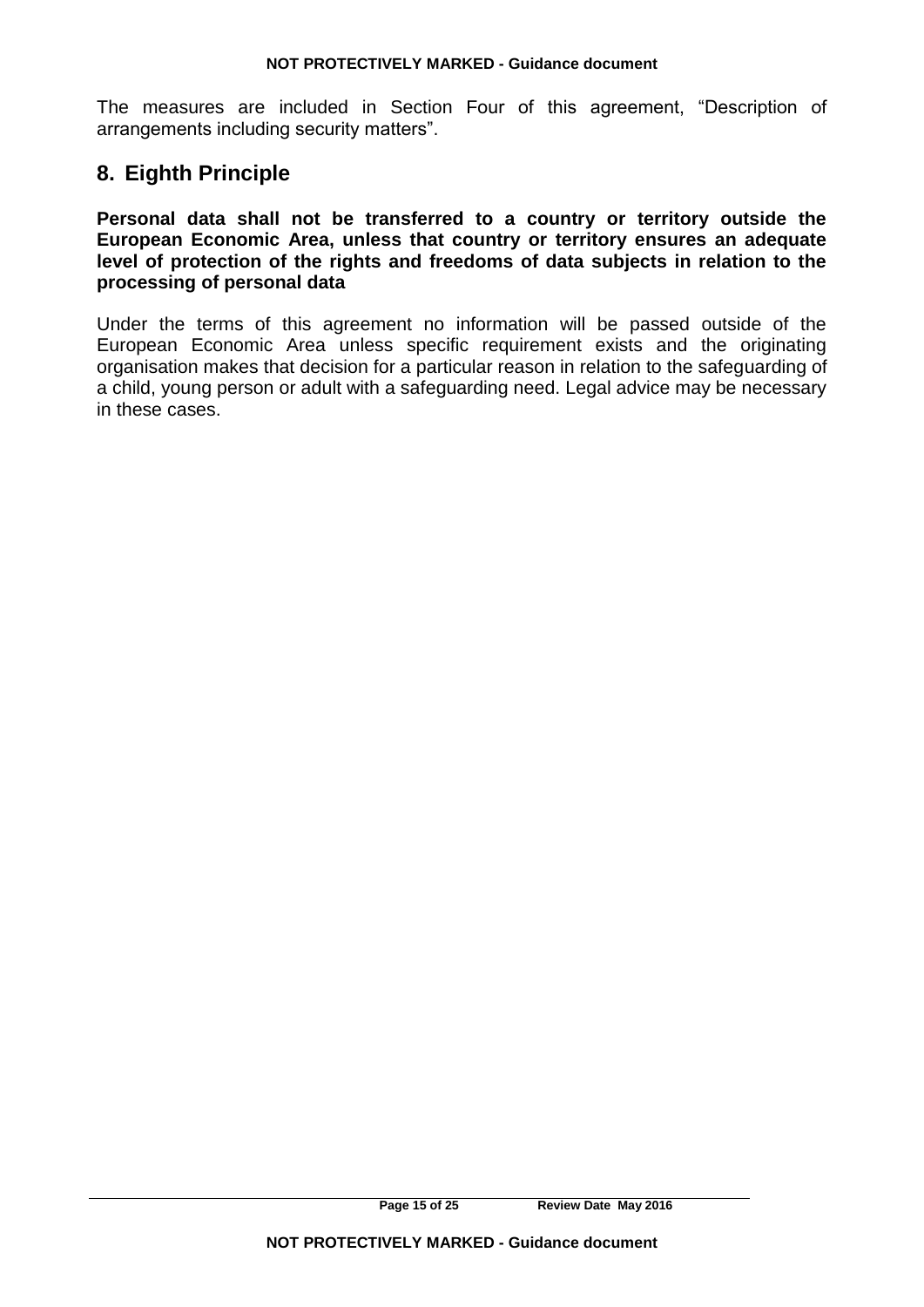The measures are included in Section Four of this agreement, “Description of arrangements including security matters”.

## 8. Eighth Principle

**Personal data shall not be transferred to a country or territory outside the European Economic Area, unless that country or territory ensures an adequate level of protection of the rights and freedoms of data subjects in relation to the processing of personal data**

Under the terms of this agreement no information will be passed outside of the European Economic Area unless specific requirement exists and the originating organisation makes that decision for a particular reason in relation to the safeguarding of a child, young person or adult with a safeguarding need. Legal advice may be necessary in these cases.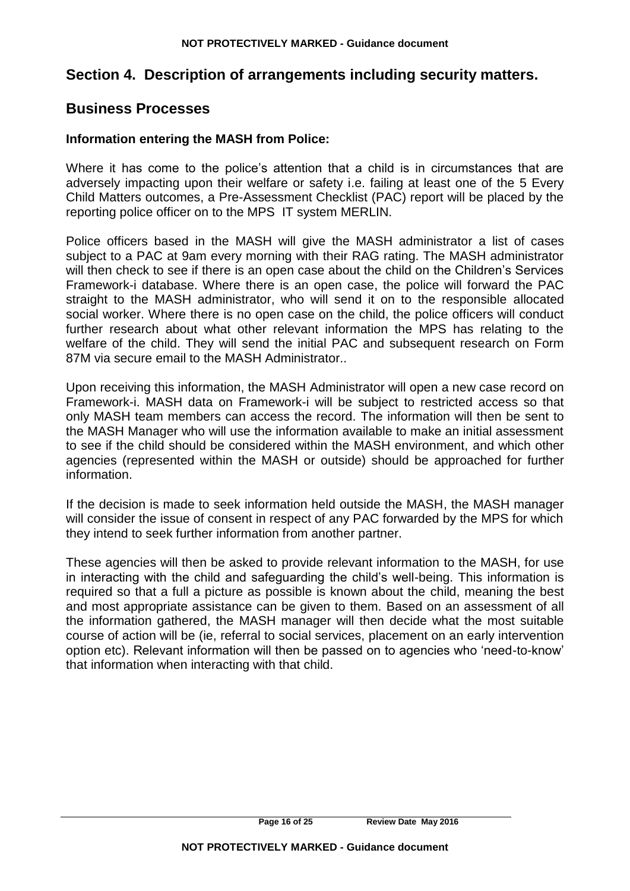## Section 4. Description of arrangements including security matters.

## Business Processes

### Information entering the MASH from Police:

Where it has come to the police's attention that a child is in circumstances that are adversely impacting upon their welfare or safety i.e. failing at least one of the 5 Every Child Matters outcomes, a Pre-Assessment Checklist (PAC) report will be placed by the reporting police officer on to the MPS IT system MERLIN.

Police officers based in the MASH will give the MASH administrator a list of cases subject to a PAC at 9am every morning with their RAG rating. The MASH administrator will then check to see if there is an open case about the child on the Children's Services Framework-i database. Where there is an open case, the police will forward the PAC straight to the MASH administrator, who will send it on to the responsible allocated social worker. Where there is no open case on the child, the police officers will conduct further research about what other relevant information the MPS has relating to the welfare of the child. They will send the initial PAC and subsequent research on Form 87M via secure email to the MASH Administrator..

Upon receiving this information, the MASH Administrator will open a new case record on Framework-i. MASH data on Framework-i will be subject to restricted access so that only MASH team members can access the record. The information will then be sent to the MASH Manager who will use the information available to make an initial assessment to see if the child should be considered within the MASH environment, and which other agencies (represented within the MASH or outside) should be approached for further information.

If the decision is made to seek information held outside the MASH, the MASH manager will consider the issue of consent in respect of any PAC forwarded by the MPS for which they intend to seek further information from another partner.

These agencies will then be asked to provide relevant information to the MASH, for use in interacting with the child and safeguarding the child's well-being. This information is required so that a full a picture as possible is known about the child, meaning the best and most appropriate assistance can be given to them. Based on an assessment of all the information gathered, the MASH manager will then decide what the most suitable course of action will be (ie, referral to social services, placement on an early intervention option etc). Relevant information will then be passed on to agencies who 'need-to-know' that information when interacting with that child.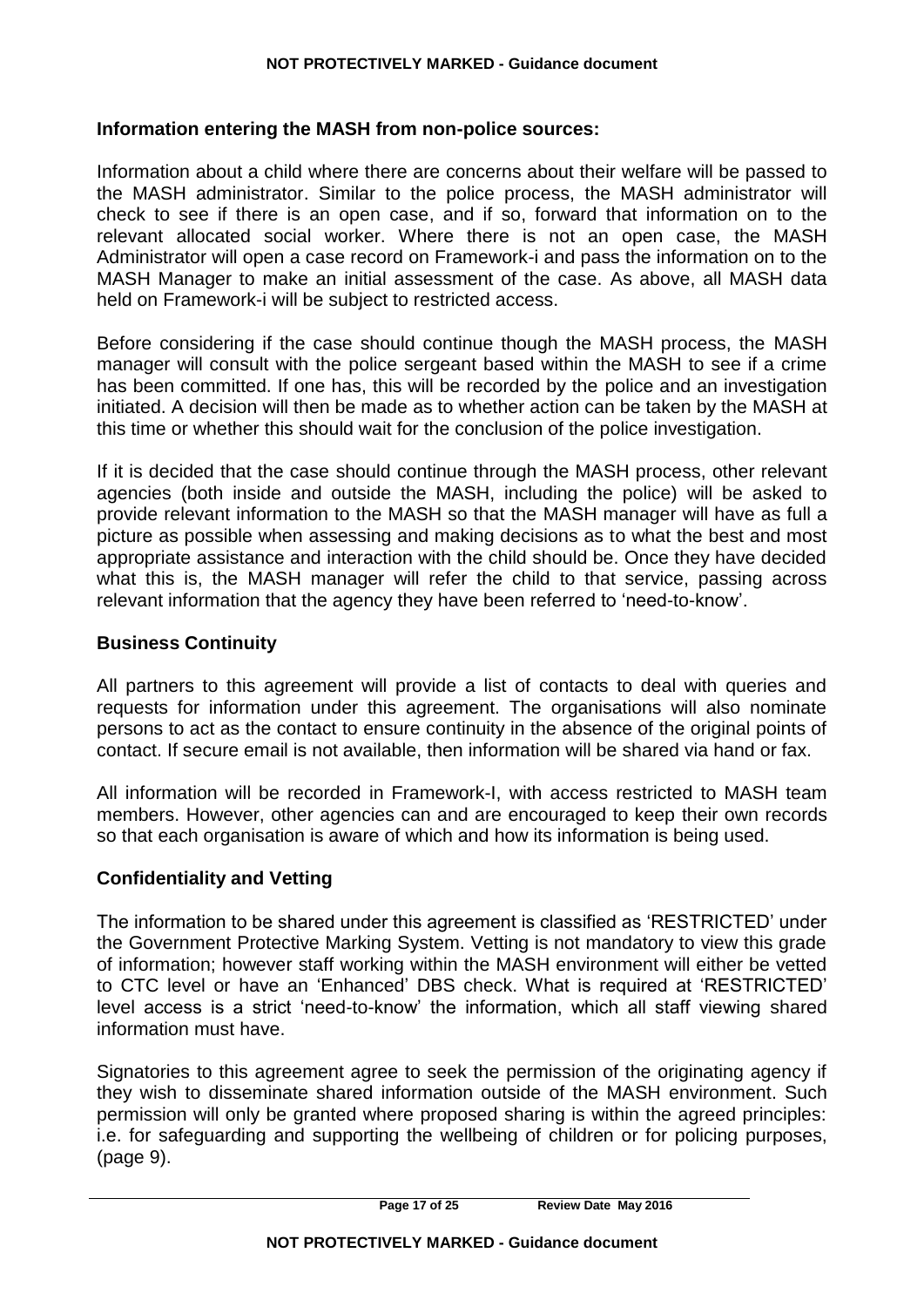### Information entering the MASH from non-police sources:

Information about a child where there are concerns about their welfare will be passed to the MASH administrator. Similar to the police process, the MASH administrator will check to see if there is an open case, and if so, forward that information on to the relevant allocated social worker. Where there is not an open case, the MASH Administrator will open a case record on Framework-i and pass the information on to the MASH Manager to make an initial assessment of the case. As above, all MASH data held on Framework-i will be subject to restricted access.

Before considering if the case should continue though the MASH process, the MASH manager will consult with the police sergeant based within the MASH to see if a crime has been committed. If one has, this will be recorded by the police and an investigation initiated. A decision will then be made as to whether action can be taken by the MASH at this time or whether this should wait for the conclusion of the police investigation.

If it is decided that the case should continue through the MASH process, other relevant agencies (both inside and outside the MASH, including the police) will be asked to provide relevant information to the MASH so that the MASH manager will have as full a picture as possible when assessing and making decisions as to what the best and most appropriate assistance and interaction with the child should be. Once they have decided what this is, the MASH manager will refer the child to that service, passing across relevant information that the agency they have been referred to 'need-to-know'.

### Business Continuity

All partners to this agreement will provide a list of contacts to deal with queries and requests for information under this agreement. The organisations will also nominate persons to act as the contact to ensure continuity in the absence of the original points of contact. If secure email is not available, then information will be shared via hand or fax.

All information will be recorded in Framework-I, with access restricted to MASH team members. However, other agencies can and are encouraged to keep their own records so that each organisation is aware of which and how its information is being used.

### Confidentiality and Vetting

The information to be shared under this agreement is classified as 'RESTRICTED' under the Government Protective Marking System. Vetting is not mandatory to view this grade of information; however staff working within the MASH environment will either be vetted to CTC level or have an 'Enhanced' DBS check. What is required at 'RESTRICTED' level access is a strict 'need-to-know' the information, which all staff viewing shared information must have.

Signatories to this agreement agree to seek the permission of the originating agency if they wish to disseminate shared information outside of the MASH environment. Such permission will only be granted where proposed sharing is within the agreed principles: i.e. for safeguarding and supporting the wellbeing of children or for policing purposes, (page 9).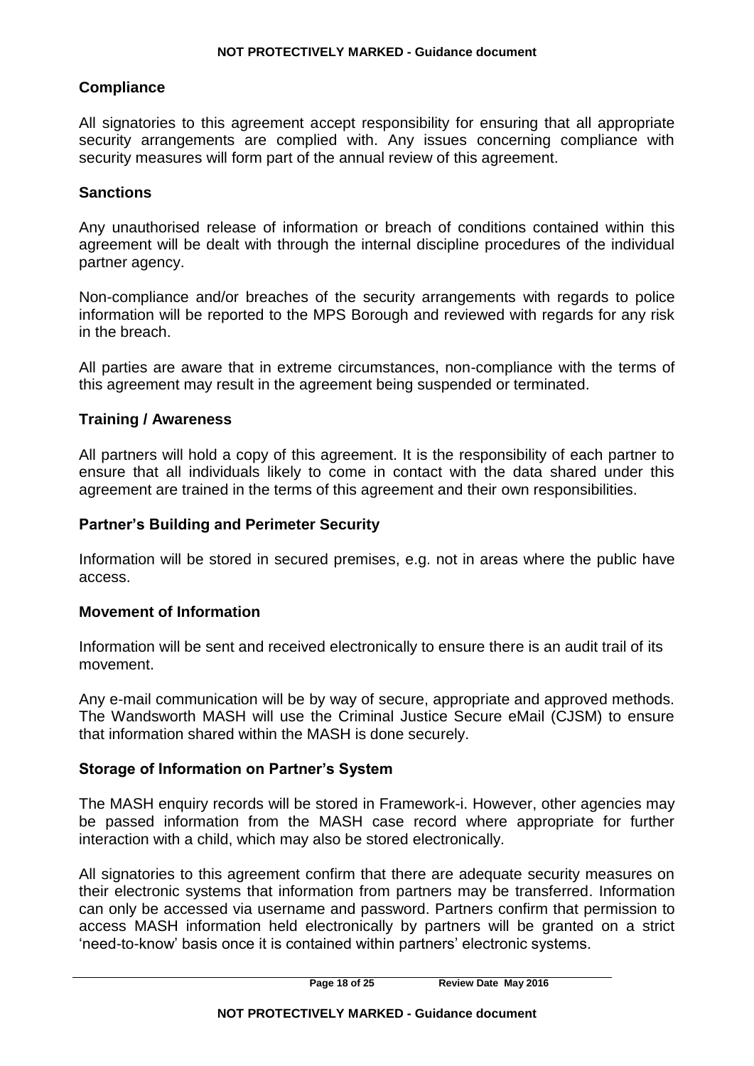## Compliance

All signatories to this agreement accept responsibility for ensuring that all appropriate security arrangements are complied with. Any issues concerning compliance with security measures will form part of the annual review of this agreement.

## Sanctions

Any unauthorised release of information or breach of conditions contained within this agreement will be dealt with through the internal discipline procedures of the individual partner agency.

Non-compliance and/or breaches of the security arrangements with regards to police information will be reported to the MPS Borough and reviewed with regards for any risk in the breach.

All parties are aware that in extreme circumstances, non-compliance with the terms of this agreement may result in the agreement being suspended or terminated.

## Training / Awareness

All partners will hold a copy of this agreement. It is the responsibility of each partner to ensure that all individuals likely to come in contact with the data shared under this agreement are trained in the terms of this agreement and their own responsibilities.

## Partner's Building and Perimeter Security

Information will be stored in secured premises, e.g. not in areas where the public have access.

## Movement of Information

Information will be sent and received electronically to ensure there is an audit trail of its movement.

Any e-mail communication will be by way of secure, appropriate and approved methods. The Wandsworth MASH will use the Criminal Justice Secure eMail (CJSM) to ensure that information shared within the MASH is done securely.

## Storage of Information on Partner's System

The MASH enquiry records will be stored in Framework-i. However, other agencies may be passed information from the MASH case record where appropriate for further interaction with a child, which may also be stored electronically.

All signatories to this agreement confirm that there are adequate security measures on their electronic systems that information from partners may be transferred. Information can only be accessed via username and password. Partners confirm that permission to access MASH information held electronically by partners will be granted on a strict 'need-to-know' basis once it is contained within partners' electronic systems.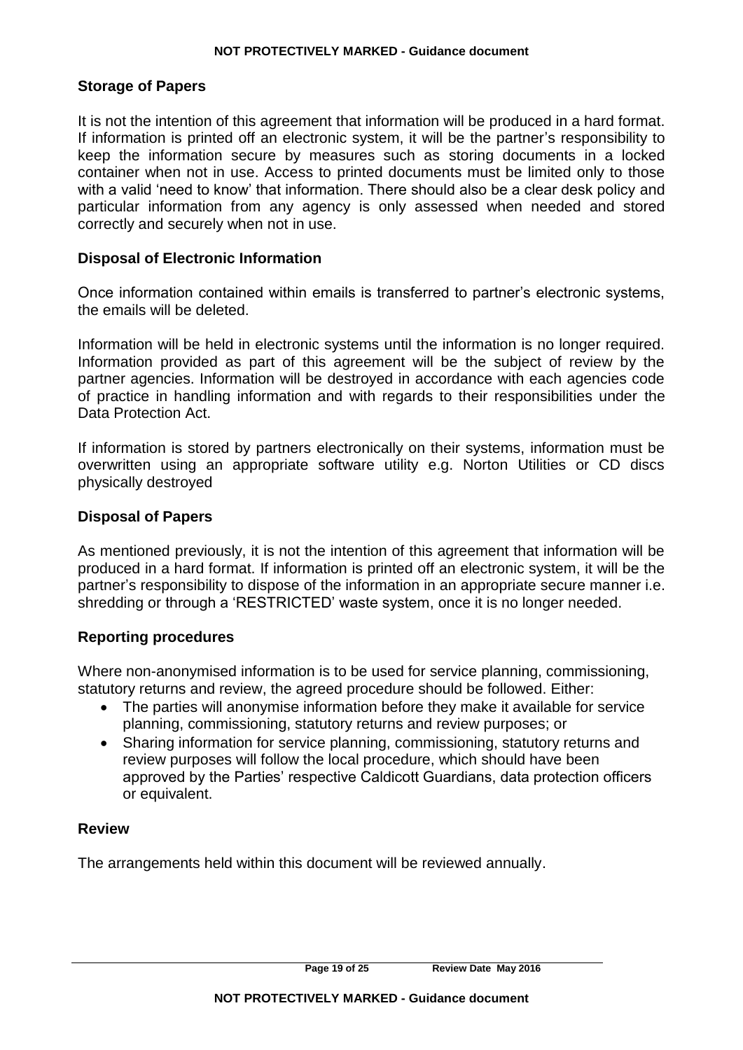### Storage of Papers

It is not the intention of this agreement that information will be produced in a hard format. If information is printed off an electronic system, it will be the partner's responsibility to keep the information secure by measures such as storing documents in a locked container when not in use. Access to printed documents must be limited only to those with a valid 'need to know' that information. There should also be a clear desk policy and particular information from any agency is only assessed when needed and stored correctly and securely when not in use.

### Disposal of Electronic Information

Once information contained within emails is transferred to partner's electronic systems, the emails will be deleted.

Information will be held in electronic systems until the information is no longer required. Information provided as part of this agreement will be the subject of review by the partner agencies. Information will be destroyed in accordance with each agencies code of practice in handling information and with regards to their responsibilities under the Data Protection Act.

If information is stored by partners electronically on their systems, information must be overwritten using an appropriate software utility e.g. Norton Utilities or CD discs physically destroyed

### Disposal of Papers

As mentioned previously, it is not the intention of this agreement that information will be produced in a hard format. If information is printed off an electronic system, it will be the partner's responsibility to dispose of the information in an appropriate secure manner i.e. shredding or through a 'RESTRICTED' waste system, once it is no longer needed.

### Reporting procedures

Where non-anonymised information is to be used for service planning, commissioning, statutory returns and review, the agreed procedure should be followed. Either:

- The parties will anonymise information before they make it available for service planning, commissioning, statutory returns and review purposes; or
- Sharing information for service planning, commissioning, statutory returns and review purposes will follow the local procedure, which should have been approved by the Parties' respective Caldicott Guardians, data protection officers or equivalent.

### Review

The arrangements held within this document will be reviewed annually.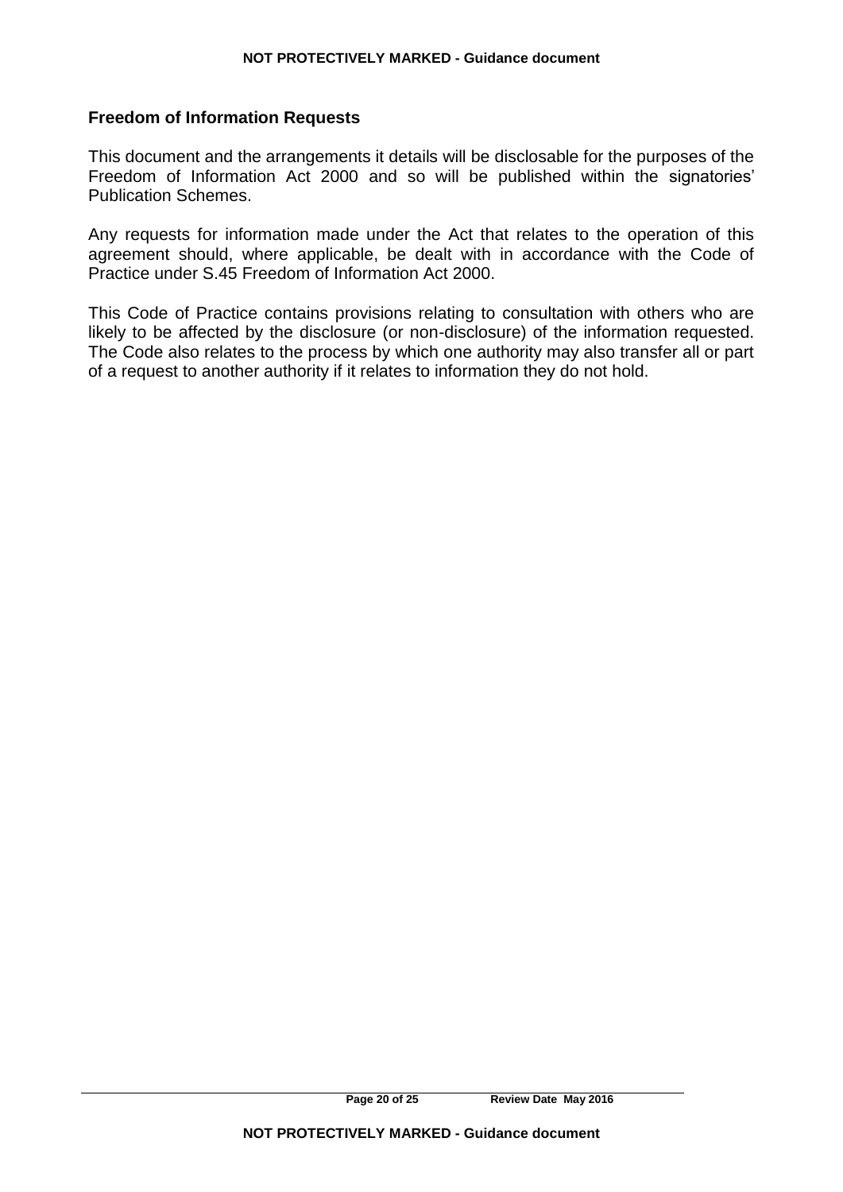## Freedom of Information Requests

This document and the arrangements it details will be disclosable for the purposes of the Freedom of Information Act 2000 and so will be published within the signatories' Publication Schemes.

Any requests for information made under the Act that relates to the operation of this agreement should, where applicable, be dealt with in accordance with the Code of Practice under S.45 Freedom of Information Act 2000.

This Code of Practice contains provisions relating to consultation with others who are likely to be affected by the disclosure (or non-disclosure) of the information requested. The Code also relates to the process by which one authority may also transfer all or part of a request to another authority if it relates to information they do not hold.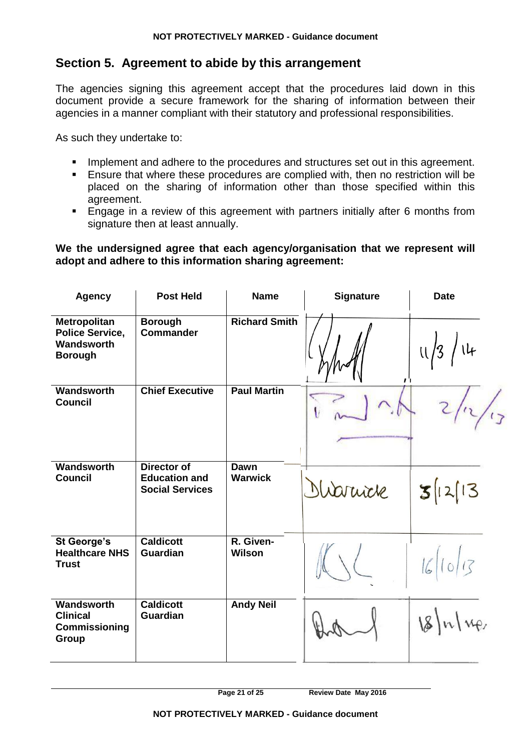## Section 5. Agreement to abide by this arrangement

The agencies signing this agreement accept that the procedures laid down in this document provide a secure framework for the sharing of information between their agencies in a manner compliant with their statutory and professional responsibilities.

As such they undertake to:

- Implement and adhere to the procedures and structures set out in this agreement.
- Ensure that where these procedures are complied with, then no restriction will be placed on the sharing of information other than those specified within this agreement.
- Engage in a review of this agreement with partners initially after 6 months from signature then at least annually.

**We the undersigned agree that each agency/organisation that we represent will adopt and adhere to this information sharing agreement:**

| Agency | Post Held | Name | Signature | Date |
|---|---|---|---|---|
| **Metropolitan Police Service, Wandsworth Borough** | **Borough Commander** | **Richard Smith** | [signature] | 11/3/14 |
| **Wandsworth Council** | **Chief Executive** | **Paul Martin** | [signature] | 2/12/13 |
| **Wandsworth Council** | **Director of Education and Social Services** | **Dawn Warwick** | DWarwick | 3/12/13 |
| **St George's Healthcare NHS Trust** | **Caldicott Guardian** | **R. Given-Wilson** | [signature] | 16/10/13 |
| **Wandsworth Clinical Commissioning Group** | **Caldicott Guardian** | **Andy Neil** | [signature] | 18/11/13 |

Review Date May 2016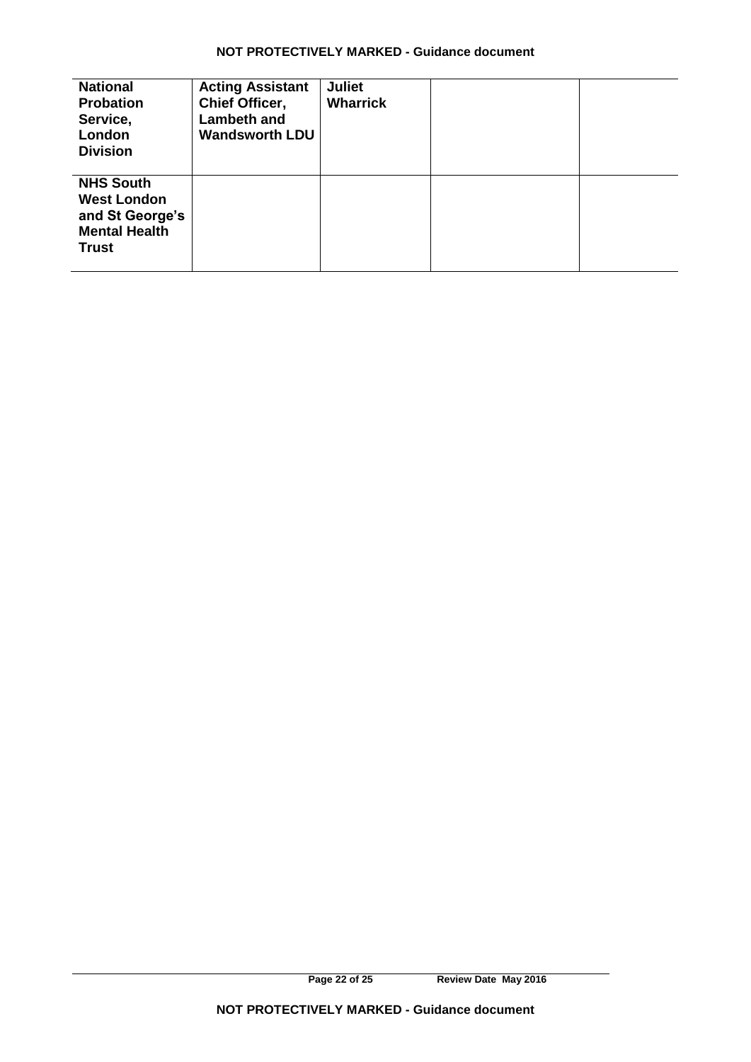| | | | | |
|---|---|---|---|---|
| **National Probation Service, London Division** | **Acting Assistant Chief Officer, Lambeth and Wandsworth LDU** | **Juliet Wharrick** | | |
| **NHS South West London and St George's Mental Health Trust** | | | | |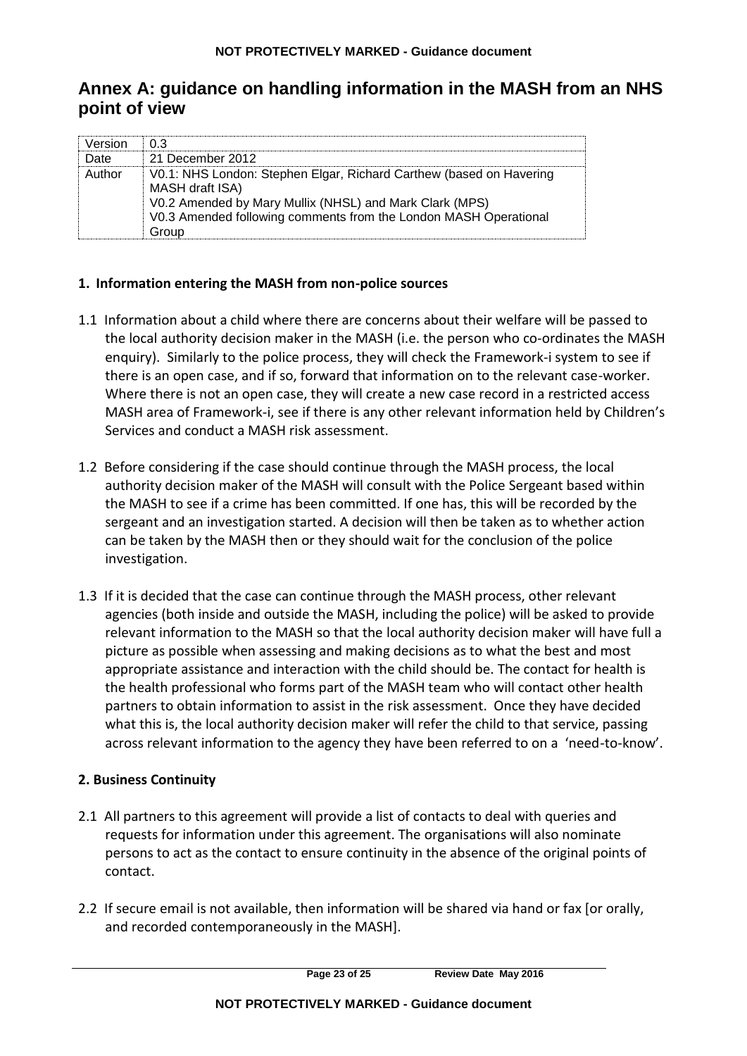# Annex A: guidance on handling information in the MASH from an NHS point of view

| Version | 0.3 |
|---|---|
| Date | 21 December 2012 |
| Author | V0.1: NHS London: Stephen Elgar, Richard Carthew (based on Havering MASH draft ISA)<br>V0.2 Amended by Mary Mullix (NHSL) and Mark Clark (MPS)<br>V0.3 Amended following comments from the London MASH Operational Group |

## 1. Information entering the MASH from non-police sources

1.1 Information about a child where there are concerns about their welfare will be passed to the local authority decision maker in the MASH (i.e. the person who co-ordinates the MASH enquiry). Similarly to the police process, they will check the Framework-i system to see if there is an open case, and if so, forward that information on to the relevant case-worker. Where there is not an open case, they will create a new case record in a restricted access MASH area of Framework-i, see if there is any other relevant information held by Children's Services and conduct a MASH risk assessment.

1.2 Before considering if the case should continue through the MASH process, the local authority decision maker of the MASH will consult with the Police Sergeant based within the MASH to see if a crime has been committed. If one has, this will be recorded by the sergeant and an investigation started. A decision will then be taken as to whether action can be taken by the MASH then or they should wait for the conclusion of the police investigation.

1.3 If it is decided that the case can continue through the MASH process, other relevant agencies (both inside and outside the MASH, including the police) will be asked to provide relevant information to the MASH so that the local authority decision maker will have full a picture as possible when assessing and making decisions as to what the best and most appropriate assistance and interaction with the child should be. The contact for health is the health professional who forms part of the MASH team who will contact other health partners to obtain information to assist in the risk assessment. Once they have decided what this is, the local authority decision maker will refer the child to that service, passing across relevant information to the agency they have been referred to on a 'need-to-know'.

## 2. Business Continuity

2.1 All partners to this agreement will provide a list of contacts to deal with queries and requests for information under this agreement. The organisations will also nominate persons to act as the contact to ensure continuity in the absence of the original points of contact.

2.2 If secure email is not available, then information will be shared via hand or fax [or orally, and recorded contemporaneously in the MASH].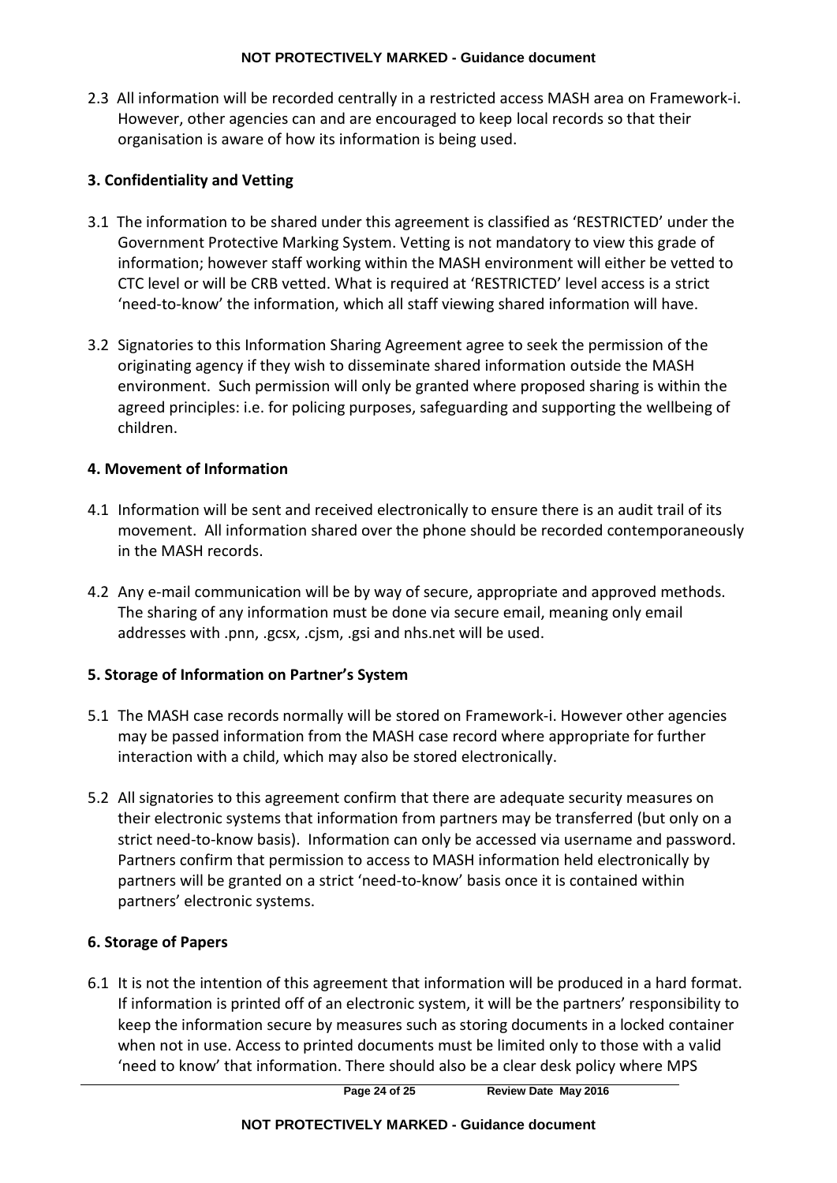2.3 All information will be recorded centrally in a restricted access MASH area on Framework-i. However, other agencies can and are encouraged to keep local records so that their organisation is aware of how its information is being used.

## 3. Confidentiality and Vetting

3.1 The information to be shared under this agreement is classified as 'RESTRICTED' under the Government Protective Marking System. Vetting is not mandatory to view this grade of information; however staff working within the MASH environment will either be vetted to CTC level or will be CRB vetted. What is required at 'RESTRICTED' level access is a strict 'need-to-know' the information, which all staff viewing shared information will have.

3.2 Signatories to this Information Sharing Agreement agree to seek the permission of the originating agency if they wish to disseminate shared information outside the MASH environment. Such permission will only be granted where proposed sharing is within the agreed principles: i.e. for policing purposes, safeguarding and supporting the wellbeing of children.

## 4. Movement of Information

4.1 Information will be sent and received electronically to ensure there is an audit trail of its movement. All information shared over the phone should be recorded contemporaneously in the MASH records.

4.2 Any e-mail communication will be by way of secure, appropriate and approved methods. The sharing of any information must be done via secure email, meaning only email addresses with .pnn, .gcsx, .cjsm, .gsi and nhs.net will be used.

## 5. Storage of Information on Partner's System

5.1 The MASH case records normally will be stored on Framework-i. However other agencies may be passed information from the MASH case record where appropriate for further interaction with a child, which may also be stored electronically.

5.2 All signatories to this agreement confirm that there are adequate security measures on their electronic systems that information from partners may be transferred (but only on a strict need-to-know basis). Information can only be accessed via username and password. Partners confirm that permission to access to MASH information held electronically by partners will be granted on a strict 'need-to-know' basis once it is contained within partners' electronic systems.

## 6. Storage of Papers

6.1 It is not the intention of this agreement that information will be produced in a hard format. If information is printed off of an electronic system, it will be the partners' responsibility to keep the information secure by measures such as storing documents in a locked container when not in use. Access to printed documents must be limited only to those with a valid 'need to know' that information. There should also be a clear desk policy where MPS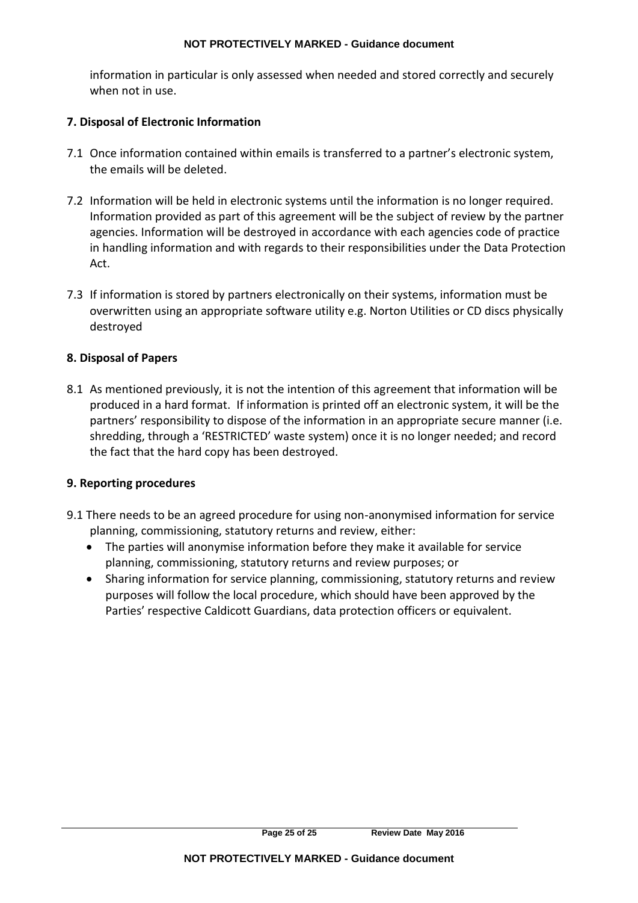information in particular is only assessed when needed and stored correctly and securely when not in use.

## 7. Disposal of Electronic Information

7.1 Once information contained within emails is transferred to a partner's electronic system, the emails will be deleted.

7.2 Information will be held in electronic systems until the information is no longer required. Information provided as part of this agreement will be the subject of review by the partner agencies. Information will be destroyed in accordance with each agencies code of practice in handling information and with regards to their responsibilities under the Data Protection Act.

7.3 If information is stored by partners electronically on their systems, information must be overwritten using an appropriate software utility e.g. Norton Utilities or CD discs physically destroyed

## 8. Disposal of Papers

8.1 As mentioned previously, it is not the intention of this agreement that information will be produced in a hard format. If information is printed off an electronic system, it will be the partners' responsibility to dispose of the information in an appropriate secure manner (i.e. shredding, through a 'RESTRICTED' waste system) once it is no longer needed; and record the fact that the hard copy has been destroyed.

## 9. Reporting procedures

9.1 There needs to be an agreed procedure for using non-anonymised information for service planning, commissioning, statutory returns and review, either:

- The parties will anonymise information before they make it available for service planning, commissioning, statutory returns and review purposes; or
- Sharing information for service planning, commissioning, statutory returns and review purposes will follow the local procedure, which should have been approved by the Parties' respective Caldicott Guardians, data protection officers or equivalent.